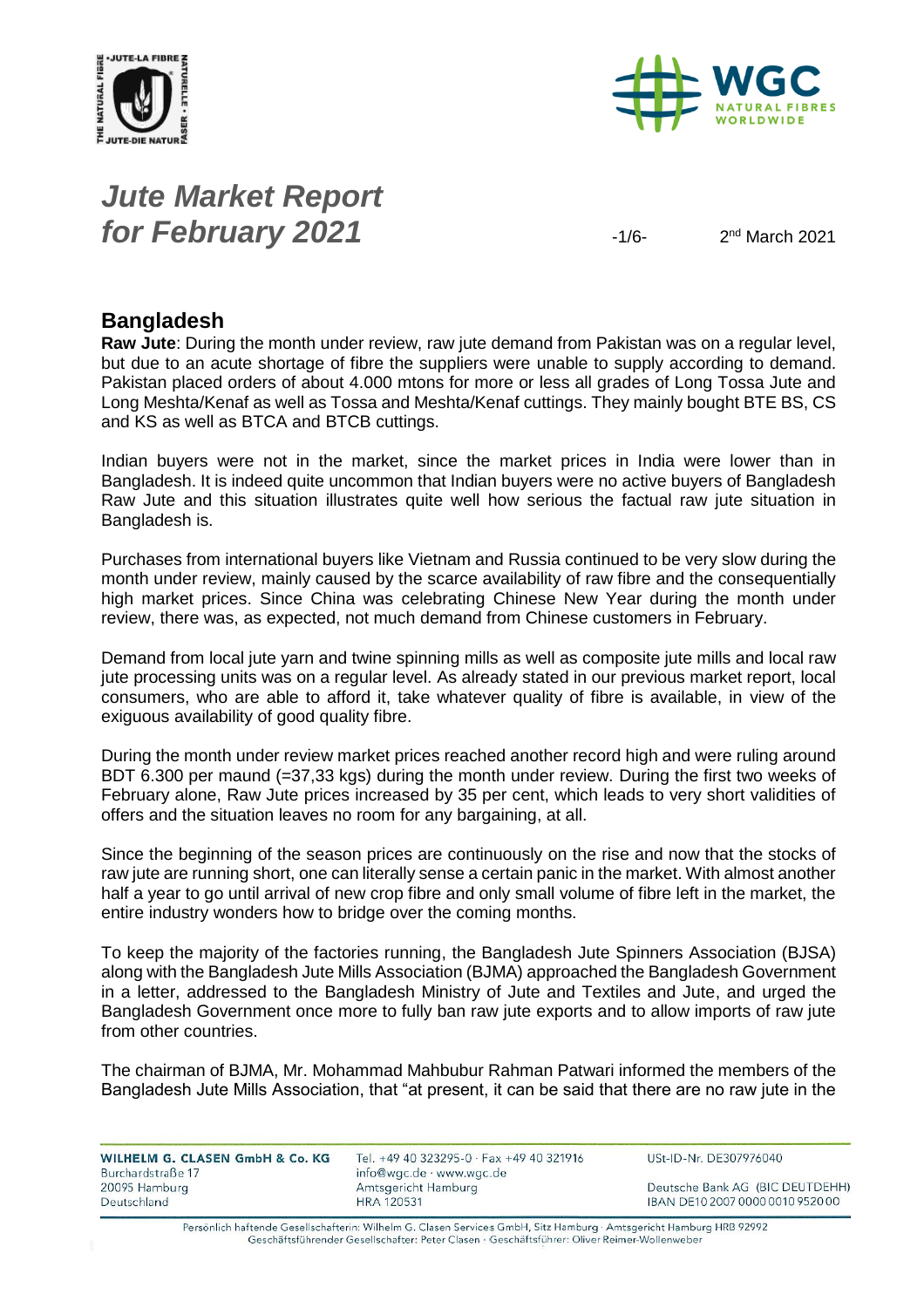# *Jute Market Report for February 2021*

2nd March 2021

## Bangladesh

**Raw Jute**: During the month under review, raw jute demand from Pakistan was on a regular level, but due to an acute shortage of fibre the suppliers were unable to supply according to demand. Pakistan placed orders of about 4.000 mtons for more or less all grades of Long Tossa Jute and Long Meshta/Kenaf as well as Tossa and Meshta/Kenaf cuttings. They mainly bought BTE BS, CS and KS as well as BTCA and BTCB cuttings.

Indian buyers were not in the market, since the market prices in India were lower than in Bangladesh. It is indeed quite uncommon that Indian buyers were no active buyers of Bangladesh Raw Jute and this situation illustrates quite well how serious the factual raw jute situation in Bangladesh is.

Purchases from international buyers like Vietnam and Russia continued to be very slow during the month under review, mainly caused by the scarce availability of raw fibre and the consequentially high market prices. Since China was celebrating Chinese New Year during the month under review, there was, as expected, not much demand from Chinese customers in February.

Demand from local jute yarn and twine spinning mills as well as composite jute mills and local raw jute processing units was on a regular level. As already stated in our previous market report, local consumers, who are able to afford it, take whatever quality of fibre is available, in view of the exiguous availability of good quality fibre.

During the month under review market prices reached another record high and were ruling around BDT 6.300 per maund (=37,33 kgs) during the month under review. During the first two weeks of February alone, Raw Jute prices increased by 35 per cent, which leads to very short validities of offers and the situation leaves no room for any bargaining, at all.

Since the beginning of the season prices are continuously on the rise and now that the stocks of raw jute are running short, one can literally sense a certain panic in the market. With almost another half a year to go until arrival of new crop fibre and only small volume of fibre left in the market, the entire industry wonders how to bridge over the coming months.

To keep the majority of the factories running, the Bangladesh Jute Spinners Association (BJSA) along with the Bangladesh Jute Mills Association (BJMA) approached the Bangladesh Government in a letter, addressed to the Bangladesh Ministry of Jute and Textiles and Jute, and urged the Bangladesh Government once more to fully ban raw jute exports and to allow imports of raw jute from other countries.

The chairman of BJMA, Mr. Mohammad Mahbubur Rahman Patwari informed the members of the Bangladesh Jute Mills Association, that "at present, it can be said that there are no raw jute in the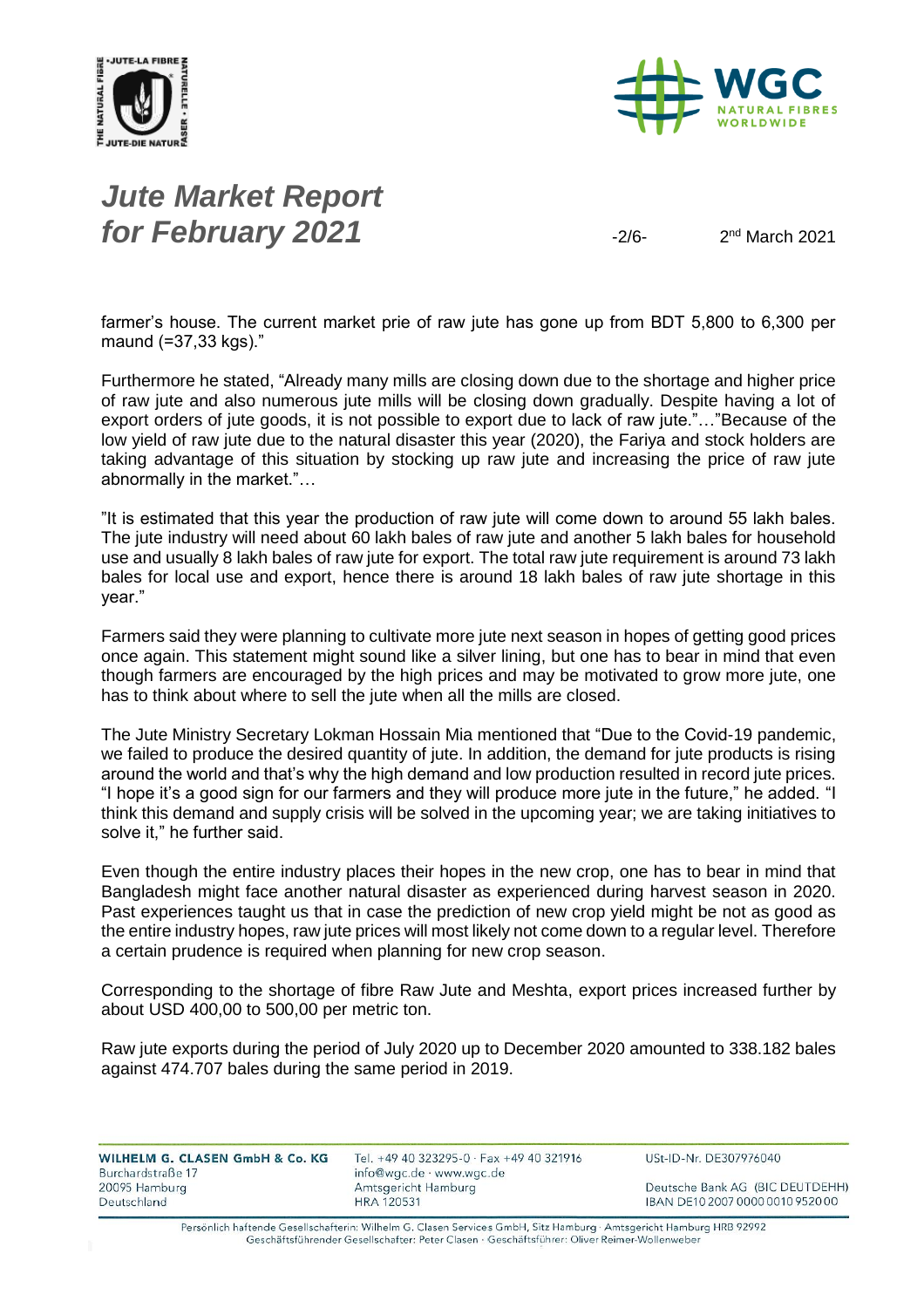farmer's house. The current market prie of raw jute has gone up from BDT 5,800 to 6,300 per maund (=37,33 kgs)."

Furthermore he stated, "Already many mills are closing down due to the shortage and higher price of raw jute and also numerous jute mills will be closing down gradually. Despite having a lot of export orders of jute goods, it is not possible to export due to lack of raw jute."…"Because of the low yield of raw jute due to the natural disaster this year (2020), the Fariya and stock holders are taking advantage of this situation by stocking up raw jute and increasing the price of raw jute abnormally in the market."…

"It is estimated that this year the production of raw jute will come down to around 55 lakh bales. The jute industry will need about 60 lakh bales of raw jute and another 5 lakh bales for household use and usually 8 lakh bales of raw jute for export. The total raw jute requirement is around 73 lakh bales for local use and export, hence there is around 18 lakh bales of raw jute shortage in this year."

Farmers said they were planning to cultivate more jute next season in hopes of getting good prices once again. This statement might sound like a silver lining, but one has to bear in mind that even though farmers are encouraged by the high prices and may be motivated to grow more jute, one has to think about where to sell the jute when all the mills are closed.

The Jute Ministry Secretary Lokman Hossain Mia mentioned that "Due to the Covid-19 pandemic, we failed to produce the desired quantity of jute. In addition, the demand for jute products is rising around the world and that's why the high demand and low production resulted in record jute prices. "I hope it's a good sign for our farmers and they will produce more jute in the future," he added. "I think this demand and supply crisis will be solved in the upcoming year; we are taking initiatives to solve it," he further said.

Even though the entire industry places their hopes in the new crop, one has to bear in mind that Bangladesh might face another natural disaster as experienced during harvest season in 2020. Past experiences taught us that in case the prediction of new crop yield might be not as good as the entire industry hopes, raw jute prices will most likely not come down to a regular level. Therefore a certain prudence is required when planning for new crop season.

Corresponding to the shortage of fibre Raw Jute and Meshta, export prices increased further by about USD 400,00 to 500,00 per metric ton.

Raw jute exports during the period of July 2020 up to December 2020 amounted to 338.182 bales against 474.707 bales during the same period in 2019.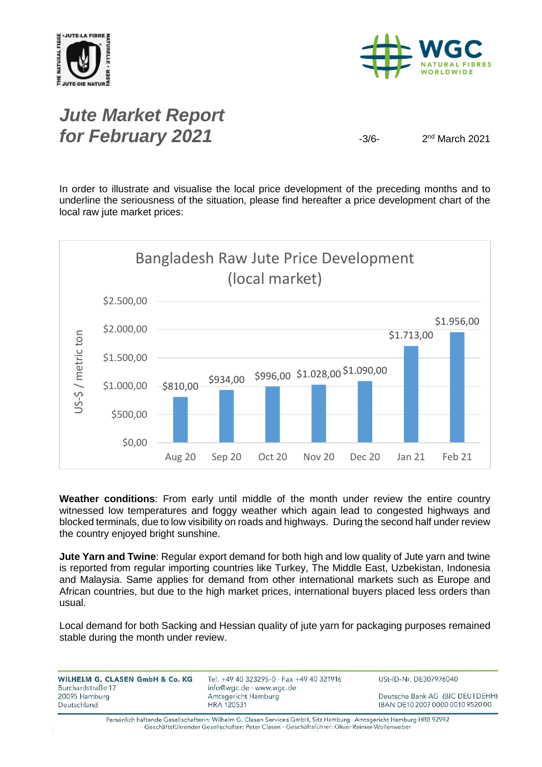# *Jute Market Report for February 2021*

2nd March 2021

In order to illustrate and visualise the local price development of the preceding months and to underline the seriousness of the situation, please find hereafter a price development chart of the local raw jute market prices:

**Bangladesh Raw Jute Price Development (local market)**

| Month | US-$ / metric ton |
|---|---|
| Aug 20 | $810,00 |
| Sep 20 | $934,00 |
| Oct 20 | $996,00 |
| Nov 20 | $1.028,00 |
| Dec 20 | $1.090,00 |
| Jan 21 | $1.713,00 |
| Feb 21 | $1.956,00 |

**Weather conditions**: From early until middle of the month under review the entire country witnessed low temperatures and foggy weather which again lead to congested highways and blocked terminals, due to low visibility on roads and highways. During the second half under review the country enjoyed bright sunshine.

**Jute Yarn and Twine**: Regular export demand for both high and low quality of Jute yarn and twine is reported from regular importing countries like Turkey, The Middle East, Uzbekistan, Indonesia and Malaysia. Same applies for demand from other international markets such as Europe and African countries, but due to the high market prices, international buyers placed less orders than usual.

Local demand for both Sacking and Hessian quality of jute yarn for packaging purposes remained stable during the month under review.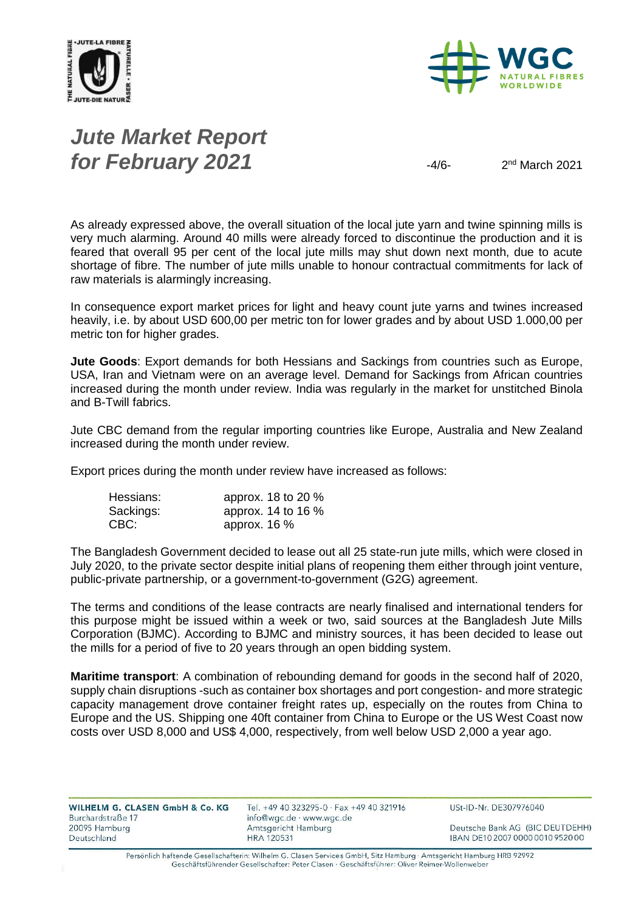As already expressed above, the overall situation of the local jute yarn and twine spinning mills is very much alarming. Around 40 mills were already forced to discontinue the production and it is feared that overall 95 per cent of the local jute mills may shut down next month, due to acute shortage of fibre. The number of jute mills unable to honour contractual commitments for lack of raw materials is alarmingly increasing.

In consequence export market prices for light and heavy count jute yarns and twines increased heavily, i.e. by about USD 600,00 per metric ton for lower grades and by about USD 1.000,00 per metric ton for higher grades.

**Jute Goods**: Export demands for both Hessians and Sackings from countries such as Europe, USA, Iran and Vietnam were on an average level. Demand for Sackings from African countries increased during the month under review. India was regularly in the market for unstitched Binola and B-Twill fabrics.

Jute CBC demand from the regular importing countries like Europe, Australia and New Zealand increased during the month under review.

Export prices during the month under review have increased as follows:

| | |
|---|---|
| Hessians: | approx. 18 to 20 % |
| Sackings: | approx. 14 to 16 % |
| CBC: | approx. 16 % |

The Bangladesh Government decided to lease out all 25 state-run jute mills, which were closed in July 2020, to the private sector despite initial plans of reopening them either through joint venture, public-private partnership, or a government-to-government (G2G) agreement.

The terms and conditions of the lease contracts are nearly finalised and international tenders for this purpose might be issued within a week or two, said sources at the Bangladesh Jute Mills Corporation (BJMC). According to BJMC and ministry sources, it has been decided to lease out the mills for a period of five to 20 years through an open bidding system.

**Maritime transport**: A combination of rebounding demand for goods in the second half of 2020, supply chain disruptions -such as container box shortages and port congestion- and more strategic capacity management drove container freight rates up, especially on the routes from China to Europe and the US. Shipping one 40ft container from China to Europe or the US West Coast now costs over USD 8,000 and US$ 4,000, respectively, from well below USD 2,000 a year ago.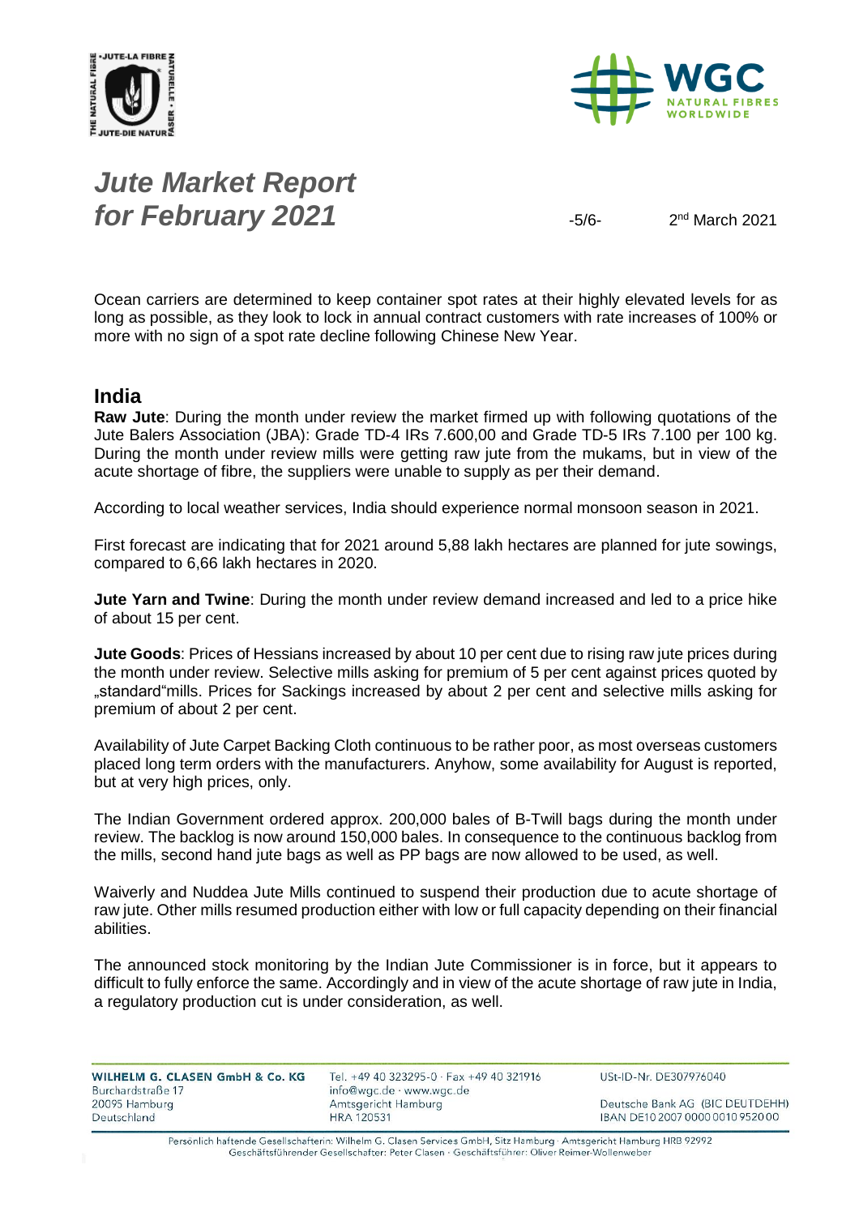Ocean carriers are determined to keep container spot rates at their highly elevated levels for as long as possible, as they look to lock in annual contract customers with rate increases of 100% or more with no sign of a spot rate decline following Chinese New Year.

## India

**Raw Jute**: During the month under review the market firmed up with following quotations of the Jute Balers Association (JBA): Grade TD-4 IRs 7.600,00 and Grade TD-5 IRs 7.100 per 100 kg. During the month under review mills were getting raw jute from the mukams, but in view of the acute shortage of fibre, the suppliers were unable to supply as per their demand.

According to local weather services, India should experience normal monsoon season in 2021.

First forecast are indicating that for 2021 around 5,88 lakh hectares are planned for jute sowings, compared to 6,66 lakh hectares in 2020.

**Jute Yarn and Twine**: During the month under review demand increased and led to a price hike of about 15 per cent.

**Jute Goods**: Prices of Hessians increased by about 10 per cent due to rising raw jute prices during the month under review. Selective mills asking for premium of 5 per cent against prices quoted by „standard"mills. Prices for Sackings increased by about 2 per cent and selective mills asking for premium of about 2 per cent.

Availability of Jute Carpet Backing Cloth continuous to be rather poor, as most overseas customers placed long term orders with the manufacturers. Anyhow, some availability for August is reported, but at very high prices, only.

The Indian Government ordered approx. 200,000 bales of B-Twill bags during the month under review. The backlog is now around 150,000 bales. In consequence to the continuous backlog from the mills, second hand jute bags as well as PP bags are now allowed to be used, as well.

Waiverly and Nuddea Jute Mills continued to suspend their production due to acute shortage of raw jute. Other mills resumed production either with low or full capacity depending on their financial abilities.

The announced stock monitoring by the Indian Jute Commissioner is in force, but it appears to difficult to fully enforce the same. Accordingly and in view of the acute shortage of raw jute in India, a regulatory production cut is under consideration, as well.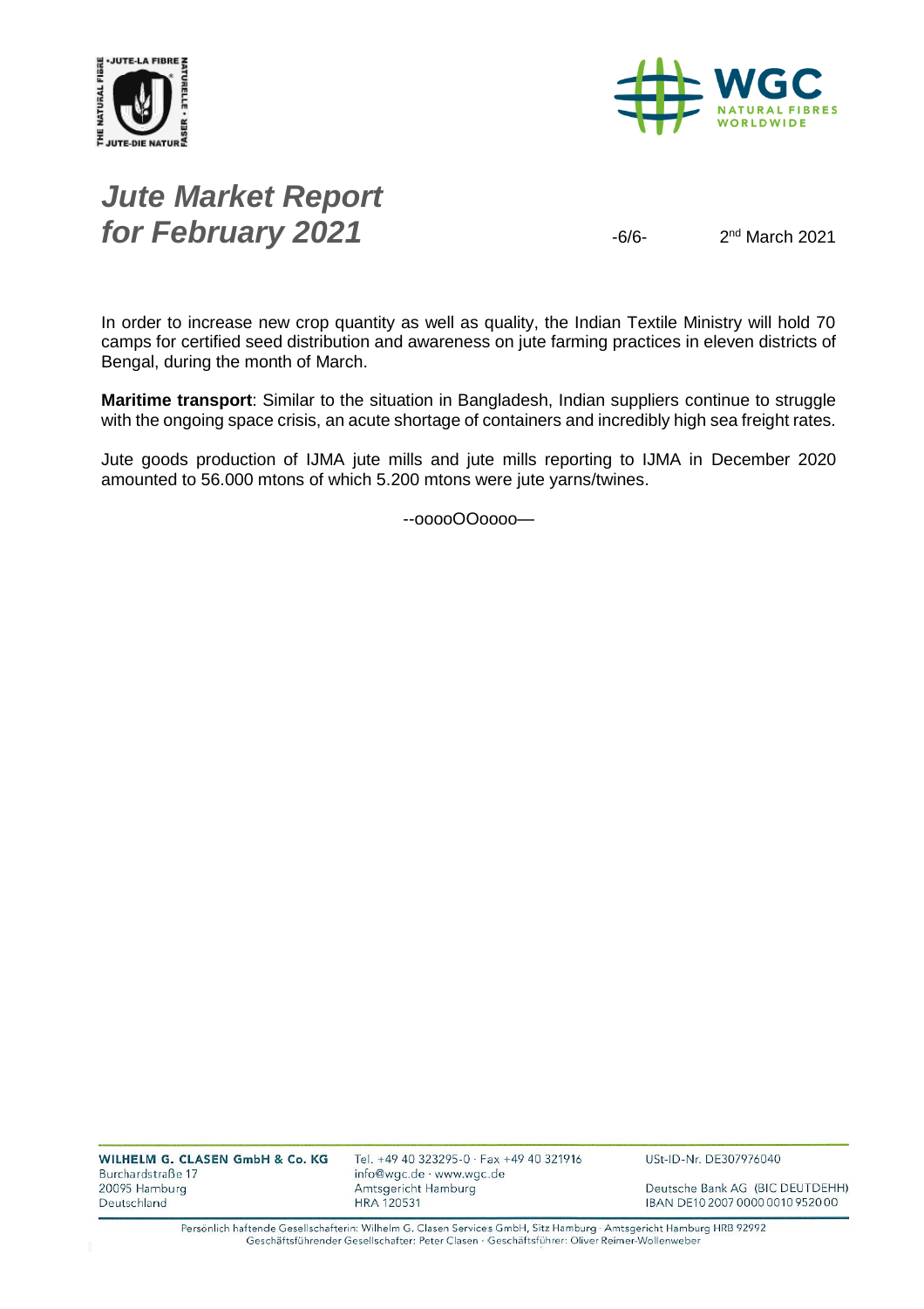# *Jute Market Report for February 2021*

2nd March 2021

In order to increase new crop quantity as well as quality, the Indian Textile Ministry will hold 70 camps for certified seed distribution and awareness on jute farming practices in eleven districts of Bengal, during the month of March.

**Maritime transport**: Similar to the situation in Bangladesh, Indian suppliers continue to struggle with the ongoing space crisis, an acute shortage of containers and incredibly high sea freight rates.

Jute goods production of IJMA jute mills and jute mills reporting to IJMA in December 2020 amounted to 56.000 mtons of which 5.200 mtons were jute yarns/twines.

--ooooOOoooo—